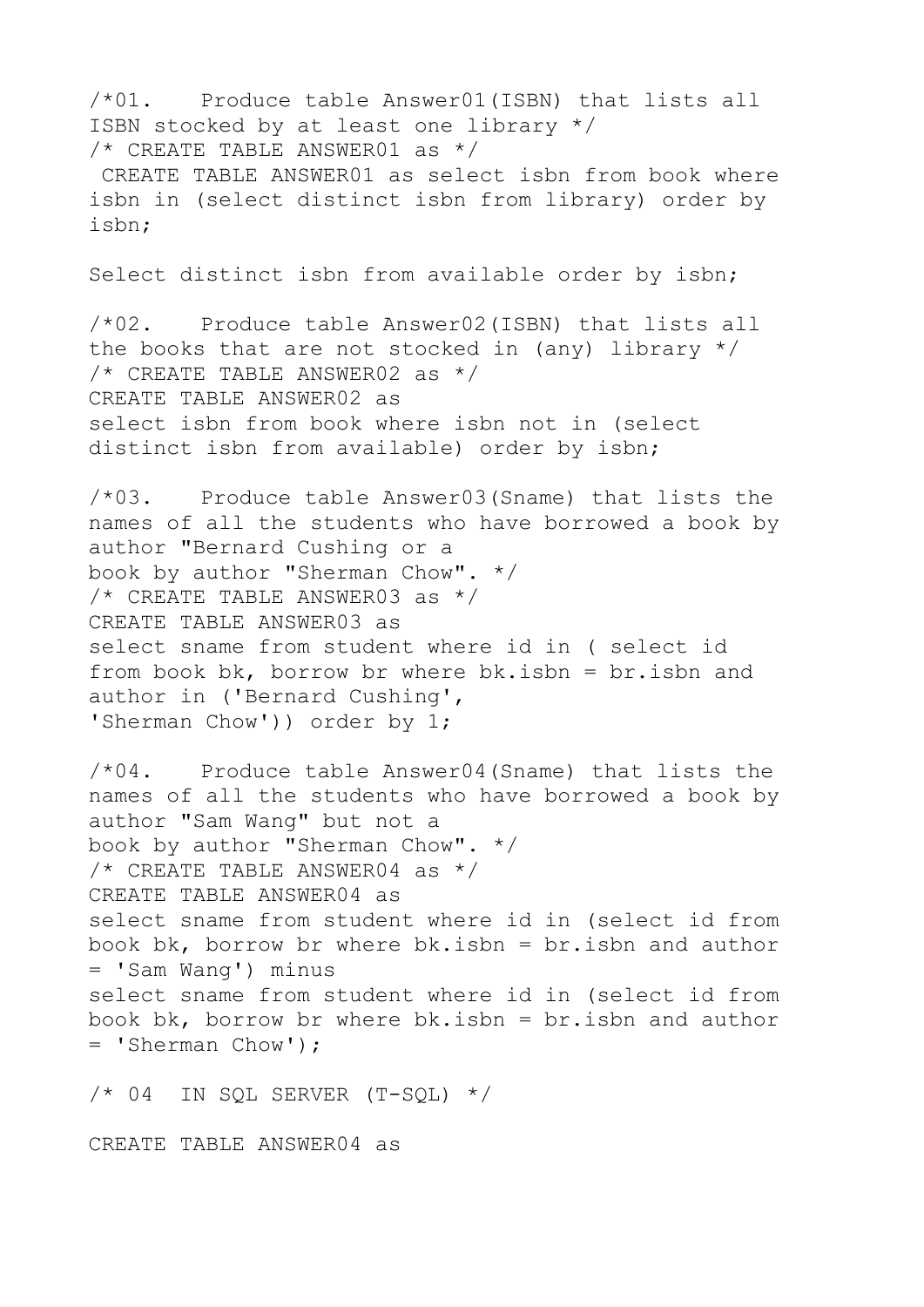```
/*01.   Produce table Answer01(ISBN) that lists all
ISBN stocked by at least one library */
/* CREATE TABLE ANSWER01 as */
 CREATE TABLE ANSWER01 as select isbn from book where
isbn in (select distinct isbn from library) order by
isbn;

Select distinct isbn from available order by isbn;

/*02.   Produce table Answer02(ISBN) that lists all
the books that are not stocked in (any) library */
/* CREATE TABLE ANSWER02 as */
CREATE TABLE ANSWER02 as
select isbn from book where isbn not in (select
distinct isbn from available) order by isbn;

/*03.   Produce table Answer03(Sname) that lists the
names of all the students who have borrowed a book by
author "Bernard Cushing or a
book by author "Sherman Chow". */
/* CREATE TABLE ANSWER03 as */
CREATE TABLE ANSWER03 as
select sname from student where id in ( select id
from book bk, borrow br where bk.isbn = br.isbn and
author in ('Bernard Cushing',
'Sherman Chow')) order by 1;

/*04.   Produce table Answer04(Sname) that lists the
names of all the students who have borrowed a book by
author "Sam Wang" but not a
book by author "Sherman Chow". */
/* CREATE TABLE ANSWER04 as */
CREATE TABLE ANSWER04 as
select sname from student where id in (select id from
book bk, borrow br where bk.isbn = br.isbn and author
= 'Sam Wang') minus
select sname from student where id in (select id from
book bk, borrow br where bk.isbn = br.isbn and author
= 'Sherman Chow');

/* 04  IN SQL SERVER (T-SQL) */

CREATE TABLE ANSWER04 as
```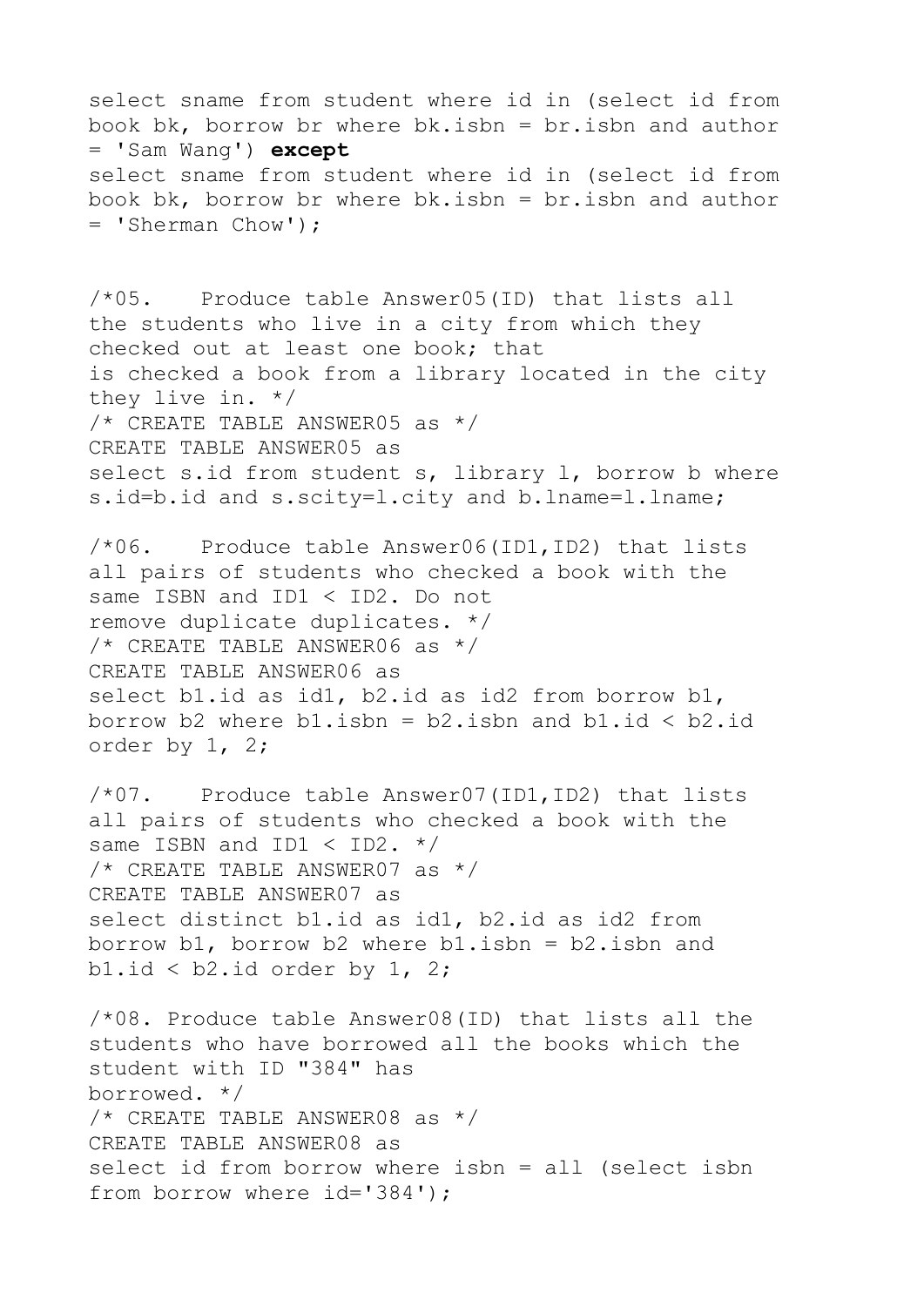```
select sname from student where id in (select id from
book bk, borrow br where bk.isbn = br.isbn and author
= 'Sam Wang') except
select sname from student where id in (select id from
book bk, borrow br where bk.isbn = br.isbn and author
= 'Sherman Chow');


/*05.   Produce table Answer05(ID) that lists all
the students who live in a city from which they
checked out at least one book; that
is checked a book from a library located in the city
they live in. */
/* CREATE TABLE ANSWER05 as */
CREATE TABLE ANSWER05 as
select s.id from student s, library l, borrow b where
s.id=b.id and s.scity=l.city and b.lname=l.lname;

/*06.   Produce table Answer06(ID1,ID2) that lists
all pairs of students who checked a book with the
same ISBN and ID1 < ID2. Do not
remove duplicate duplicates. */
/* CREATE TABLE ANSWER06 as */
CREATE TABLE ANSWER06 as
select b1.id as id1, b2.id as id2 from borrow b1,
borrow b2 where b1.isbn = b2.isbn and b1.id < b2.id
order by 1, 2;

/*07.   Produce table Answer07(ID1,ID2) that lists
all pairs of students who checked a book with the
same ISBN and ID1 < ID2. */
/* CREATE TABLE ANSWER07 as */
CREATE TABLE ANSWER07 as
select distinct b1.id as id1, b2.id as id2 from
borrow b1, borrow b2 where b1.isbn = b2.isbn and
b1.id < b2.id order by 1, 2;

/*08. Produce table Answer08(ID) that lists all the
students who have borrowed all the books which the
student with ID "384" has
borrowed. */
/* CREATE TABLE ANSWER08 as */
CREATE TABLE ANSWER08 as
select id from borrow where isbn = all (select isbn
from borrow where id='384');
```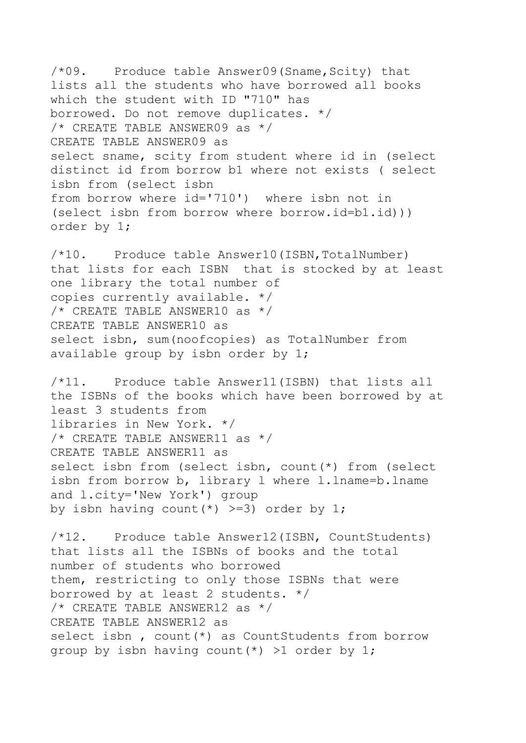```
/*09.   Produce table Answer09(Sname,Scity) that
lists all the students who have borrowed all books
which the student with ID "710" has
borrowed. Do not remove duplicates. */
/* CREATE TABLE ANSWER09 as */
CREATE TABLE ANSWER09 as
select sname, scity from student where id in (select
distinct id from borrow b1 where not exists ( select
isbn from (select isbn
from borrow where id='710')  where isbn not in
(select isbn from borrow where borrow.id=b1.id)))
order by 1;

/*10.   Produce table Answer10(ISBN,TotalNumber)
that lists for each ISBN  that is stocked by at least
one library the total number of
copies currently available. */
/* CREATE TABLE ANSWER10 as */
CREATE TABLE ANSWER10 as
select isbn, sum(noofcopies) as TotalNumber from
available group by isbn order by 1;

/*11.   Produce table Answer11(ISBN) that lists all
the ISBNs of the books which have been borrowed by at
least 3 students from
libraries in New York. */
/* CREATE TABLE ANSWER11 as */
CREATE TABLE ANSWER11 as
select isbn from (select isbn, count(*) from (select
isbn from borrow b, library l where l.lname=b.lname
and l.city='New York') group
by isbn having count(*) >=3) order by 1;

/*12.   Produce table Answer12(ISBN, CountStudents)
that lists all the ISBNs of books and the total
number of students who borrowed
them, restricting to only those ISBNs that were
borrowed by at least 2 students. */
/* CREATE TABLE ANSWER12 as */
CREATE TABLE ANSWER12 as
select isbn , count(*) as CountStudents from borrow
group by isbn having count(*) >1 order by 1;
```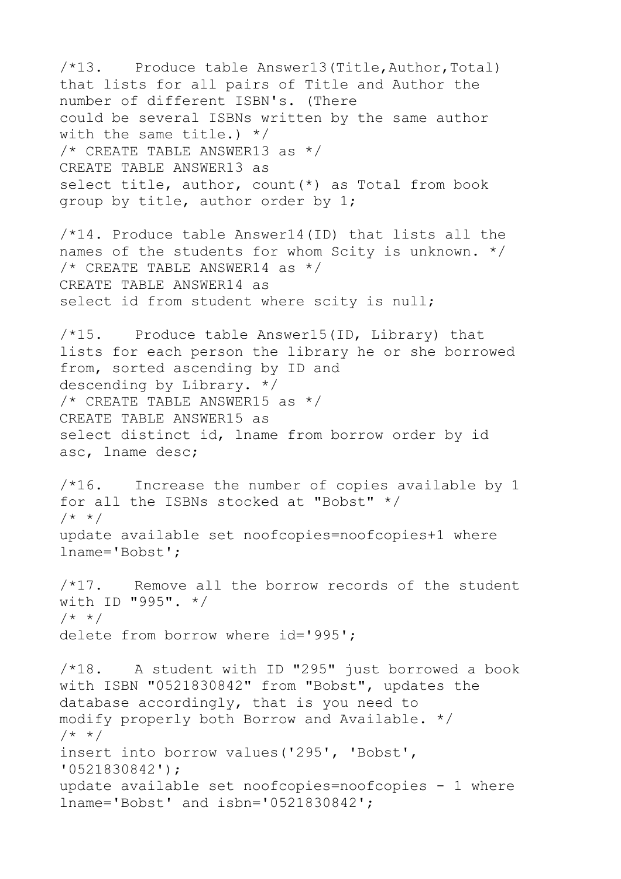```
/*13.   Produce table Answer13(Title,Author,Total)
that lists for all pairs of Title and Author the
number of different ISBN's. (There
could be several ISBNs written by the same author
with the same title.) */
/* CREATE TABLE ANSWER13 as */
CREATE TABLE ANSWER13 as
select title, author, count(*) as Total from book
group by title, author order by 1;

/*14. Produce table Answer14(ID) that lists all the
names of the students for whom Scity is unknown. */
/* CREATE TABLE ANSWER14 as */
CREATE TABLE ANSWER14 as
select id from student where scity is null;

/*15.   Produce table Answer15(ID, Library) that
lists for each person the library he or she borrowed
from, sorted ascending by ID and
descending by Library. */
/* CREATE TABLE ANSWER15 as */
CREATE TABLE ANSWER15 as
select distinct id, lname from borrow order by id
asc, lname desc;

/*16.   Increase the number of copies available by 1
for all the ISBNs stocked at "Bobst" */
/* */
update available set noofcopies=noofcopies+1 where
lname='Bobst';

/*17.   Remove all the borrow records of the student
with ID "995". */
/* */
delete from borrow where id='995';

/*18.   A student with ID "295" just borrowed a book
with ISBN "0521830842" from "Bobst", updates the
database accordingly, that is you need to
modify properly both Borrow and Available. */
/* */
insert into borrow values('295', 'Bobst',
'0521830842');
update available set noofcopies=noofcopies - 1 where
lname='Bobst' and isbn='0521830842';
```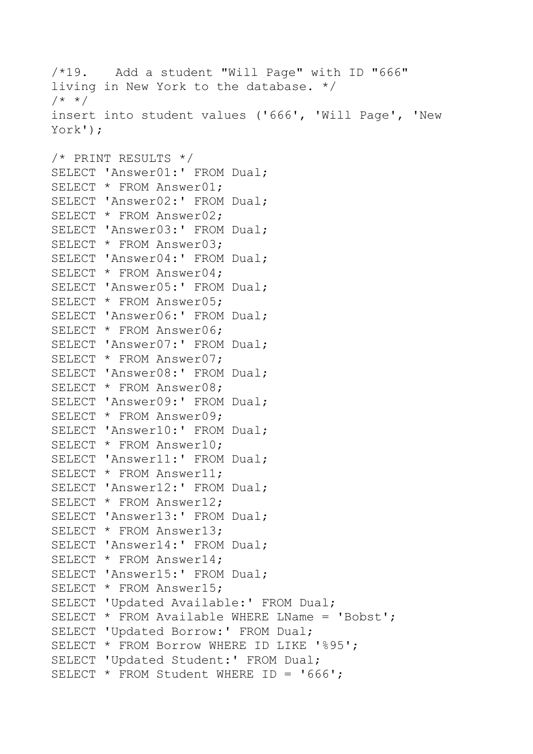```
/*19.   Add a student "Will Page" with ID "666"
living in New York to the database. */
/* */
insert into student values ('666', 'Will Page', 'New
York');

/* PRINT RESULTS */
SELECT 'Answer01:' FROM Dual;
SELECT * FROM Answer01;
SELECT 'Answer02:' FROM Dual;
SELECT * FROM Answer02;
SELECT 'Answer03:' FROM Dual;
SELECT * FROM Answer03;
SELECT 'Answer04:' FROM Dual;
SELECT * FROM Answer04;
SELECT 'Answer05:' FROM Dual;
SELECT * FROM Answer05;
SELECT 'Answer06:' FROM Dual;
SELECT * FROM Answer06;
SELECT 'Answer07:' FROM Dual;
SELECT * FROM Answer07;
SELECT 'Answer08:' FROM Dual;
SELECT * FROM Answer08;
SELECT 'Answer09:' FROM Dual;
SELECT * FROM Answer09;
SELECT 'Answer10:' FROM Dual;
SELECT * FROM Answer10;
SELECT 'Answer11:' FROM Dual;
SELECT * FROM Answer11;
SELECT 'Answer12:' FROM Dual;
SELECT * FROM Answer12;
SELECT 'Answer13:' FROM Dual;
SELECT * FROM Answer13;
SELECT 'Answer14:' FROM Dual;
SELECT * FROM Answer14;
SELECT 'Answer15:' FROM Dual;
SELECT * FROM Answer15;
SELECT 'Updated Available:' FROM Dual;
SELECT * FROM Available WHERE LName = 'Bobst';
SELECT 'Updated Borrow:' FROM Dual;
SELECT * FROM Borrow WHERE ID LIKE '%95';
SELECT 'Updated Student:' FROM Dual;
SELECT * FROM Student WHERE ID = '666';
```